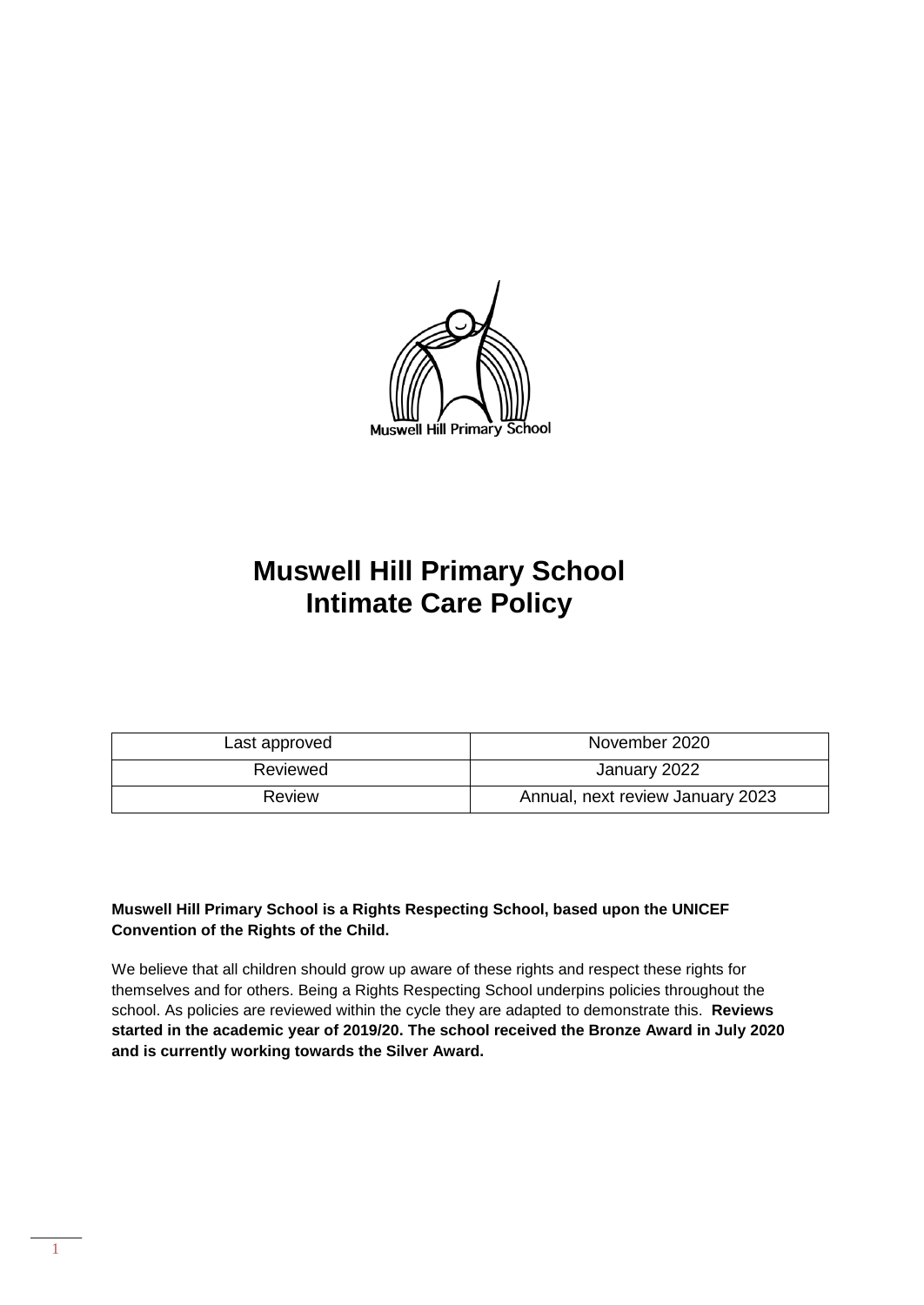Muswell Hill Primary School

# Muswell Hill Primary School
# Intimate Care Policy

| Last approved | November 2020 |
|---|---|
| Reviewed | January 2022 |
| Review | Annual, next review January 2023 |

**Muswell Hill Primary School is a Rights Respecting School, based upon the UNICEF Convention of the Rights of the Child.**

We believe that all children should grow up aware of these rights and respect these rights for themselves and for others. Being a Rights Respecting School underpins policies throughout the school. As policies are reviewed within the cycle they are adapted to demonstrate this. **Reviews started in the academic year of 2019/20. The school received the Bronze Award in July 2020 and is currently working towards the Silver Award.**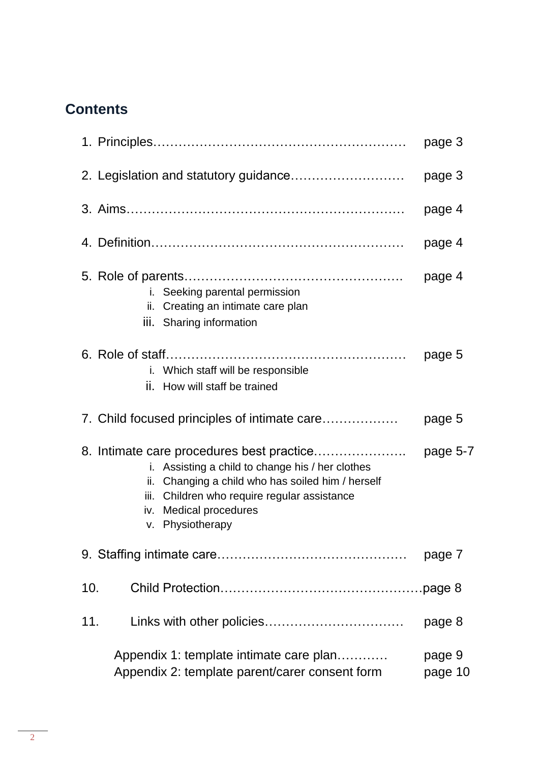## Contents

1. Principles………………………………………………… page 3
2. Legislation and statutory guidance……………………… page 3
3. Aims………………………………………………………… page 4
4. Definition…………………………………………………… page 4
5. Role of parents…………………………………………… page 4
    i. Seeking parental permission
    ii. Creating an intimate care plan
    iii. Sharing information
6. Role of staff……………………………………………… page 5
    i. Which staff will be responsible
    ii. How will staff be trained
7. Child focused principles of intimate care……………… page 5
8. Intimate care procedures best practice…………………. page 5-7
    i. Assisting a child to change his / her clothes
    ii. Changing a child who has soiled him / herself
    iii. Children who require regular assistance
    iv. Medical procedures
    v. Physiotherapy
9. Staffing intimate care……………………………………… page 7
10. Child Protection…………………………………………page 8
11. Links with other policies…………………………… page 8

Appendix 1: template intimate care plan………… page 9
Appendix 2: template parent/carer consent form page 10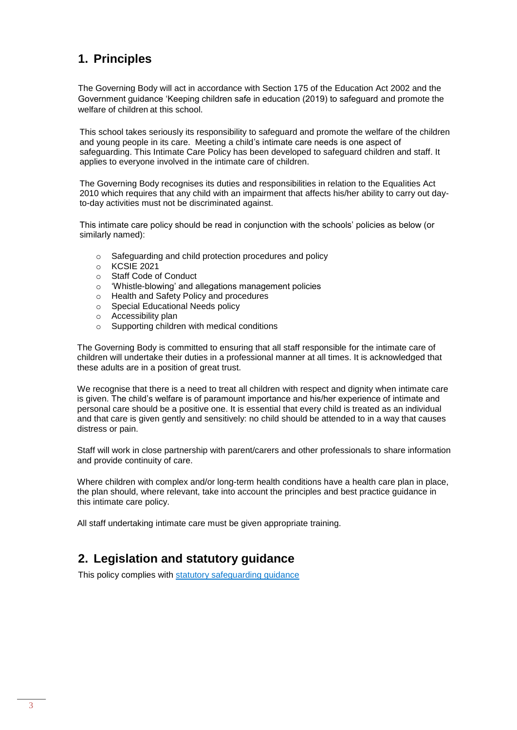## 1. Principles

The Governing Body will act in accordance with Section 175 of the Education Act 2002 and the Government guidance 'Keeping children safe in education (2019) to safeguard and promote the welfare of children at this school.

This school takes seriously its responsibility to safeguard and promote the welfare of the children and young people in its care. Meeting a child's intimate care needs is one aspect of safeguarding. This Intimate Care Policy has been developed to safeguard children and staff. It applies to everyone involved in the intimate care of children.

The Governing Body recognises its duties and responsibilities in relation to the Equalities Act 2010 which requires that any child with an impairment that affects his/her ability to carry out day-to-day activities must not be discriminated against.

This intimate care policy should be read in conjunction with the schools' policies as below (or similarly named):

- Safeguarding and child protection procedures and policy
- KCSIE 2021
- Staff Code of Conduct
- 'Whistle-blowing' and allegations management policies
- Health and Safety Policy and procedures
- Special Educational Needs policy
- Accessibility plan
- Supporting children with medical conditions

The Governing Body is committed to ensuring that all staff responsible for the intimate care of children will undertake their duties in a professional manner at all times. It is acknowledged that these adults are in a position of great trust.

We recognise that there is a need to treat all children with respect and dignity when intimate care is given. The child's welfare is of paramount importance and his/her experience of intimate and personal care should be a positive one. It is essential that every child is treated as an individual and that care is given gently and sensitively: no child should be attended to in a way that causes distress or pain.

Staff will work in close partnership with parent/carers and other professionals to share information and provide continuity of care.

Where children with complex and/or long-term health conditions have a health care plan in place, the plan should, where relevant, take into account the principles and best practice guidance in this intimate care policy.

All staff undertaking intimate care must be given appropriate training.

## 2. Legislation and statutory guidance

This policy complies with statutory safeguarding guidance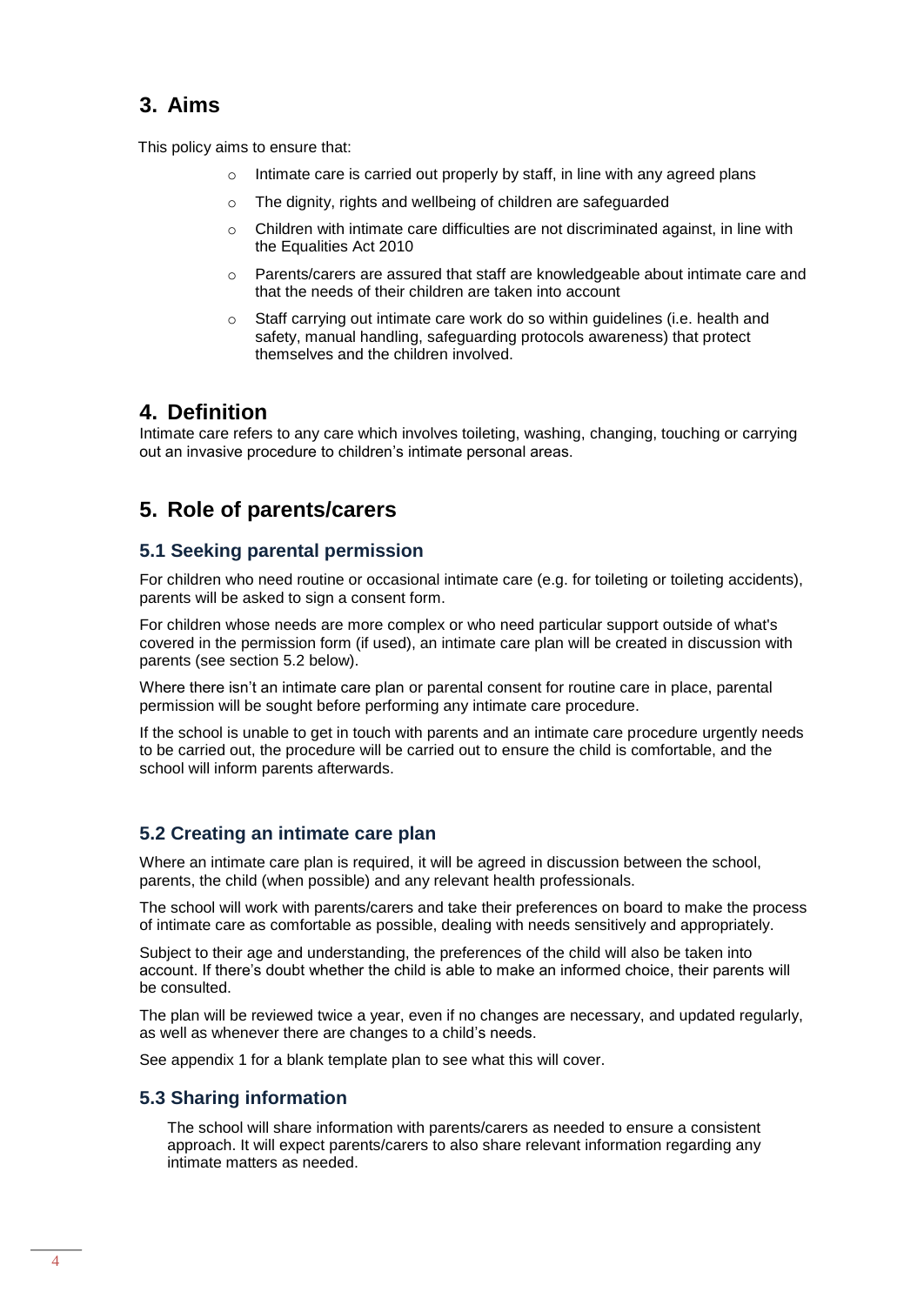## 3. Aims

This policy aims to ensure that:

- Intimate care is carried out properly by staff, in line with any agreed plans
- The dignity, rights and wellbeing of children are safeguarded
- Children with intimate care difficulties are not discriminated against, in line with the Equalities Act 2010
- Parents/carers are assured that staff are knowledgeable about intimate care and that the needs of their children are taken into account
- Staff carrying out intimate care work do so within guidelines (i.e. health and safety, manual handling, safeguarding protocols awareness) that protect themselves and the children involved.

## 4. Definition

Intimate care refers to any care which involves toileting, washing, changing, touching or carrying out an invasive procedure to children's intimate personal areas.

## 5. Role of parents/carers

### 5.1 Seeking parental permission

For children who need routine or occasional intimate care (e.g. for toileting or toileting accidents), parents will be asked to sign a consent form.

For children whose needs are more complex or who need particular support outside of what's covered in the permission form (if used), an intimate care plan will be created in discussion with parents (see section 5.2 below).

Where there isn't an intimate care plan or parental consent for routine care in place, parental permission will be sought before performing any intimate care procedure.

If the school is unable to get in touch with parents and an intimate care procedure urgently needs to be carried out, the procedure will be carried out to ensure the child is comfortable, and the school will inform parents afterwards.

### 5.2 Creating an intimate care plan

Where an intimate care plan is required, it will be agreed in discussion between the school, parents, the child (when possible) and any relevant health professionals.

The school will work with parents/carers and take their preferences on board to make the process of intimate care as comfortable as possible, dealing with needs sensitively and appropriately.

Subject to their age and understanding, the preferences of the child will also be taken into account. If there's doubt whether the child is able to make an informed choice, their parents will be consulted.

The plan will be reviewed twice a year, even if no changes are necessary, and updated regularly, as well as whenever there are changes to a child's needs.

See appendix 1 for a blank template plan to see what this will cover.

### 5.3 Sharing information

The school will share information with parents/carers as needed to ensure a consistent approach. It will expect parents/carers to also share relevant information regarding any intimate matters as needed.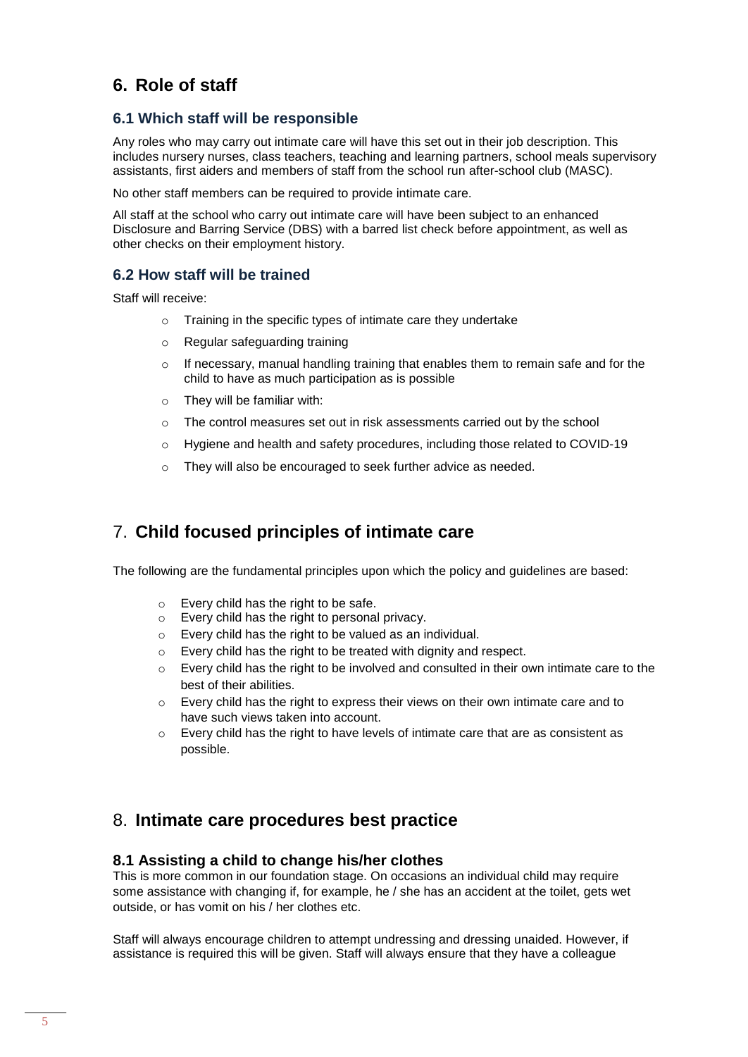## 6. Role of staff

### 6.1 Which staff will be responsible

Any roles who may carry out intimate care will have this set out in their job description. This includes nursery nurses, class teachers, teaching and learning partners, school meals supervisory assistants, first aiders and members of staff from the school run after-school club (MASC).

No other staff members can be required to provide intimate care.

All staff at the school who carry out intimate care will have been subject to an enhanced Disclosure and Barring Service (DBS) with a barred list check before appointment, as well as other checks on their employment history.

### 6.2 How staff will be trained

Staff will receive:

- Training in the specific types of intimate care they undertake
- Regular safeguarding training
- If necessary, manual handling training that enables them to remain safe and for the child to have as much participation as is possible
- They will be familiar with:
- The control measures set out in risk assessments carried out by the school
- Hygiene and health and safety procedures, including those related to COVID-19
- They will also be encouraged to seek further advice as needed.

## 7. Child focused principles of intimate care

The following are the fundamental principles upon which the policy and guidelines are based:

- Every child has the right to be safe.
- Every child has the right to personal privacy.
- Every child has the right to be valued as an individual.
- Every child has the right to be treated with dignity and respect.
- Every child has the right to be involved and consulted in their own intimate care to the best of their abilities.
- Every child has the right to express their views on their own intimate care and to have such views taken into account.
- Every child has the right to have levels of intimate care that are as consistent as possible.

## 8. Intimate care procedures best practice

### 8.1 Assisting a child to change his/her clothes

This is more common in our foundation stage. On occasions an individual child may require some assistance with changing if, for example, he / she has an accident at the toilet, gets wet outside, or has vomit on his / her clothes etc.

Staff will always encourage children to attempt undressing and dressing unaided. However, if assistance is required this will be given. Staff will always ensure that they have a colleague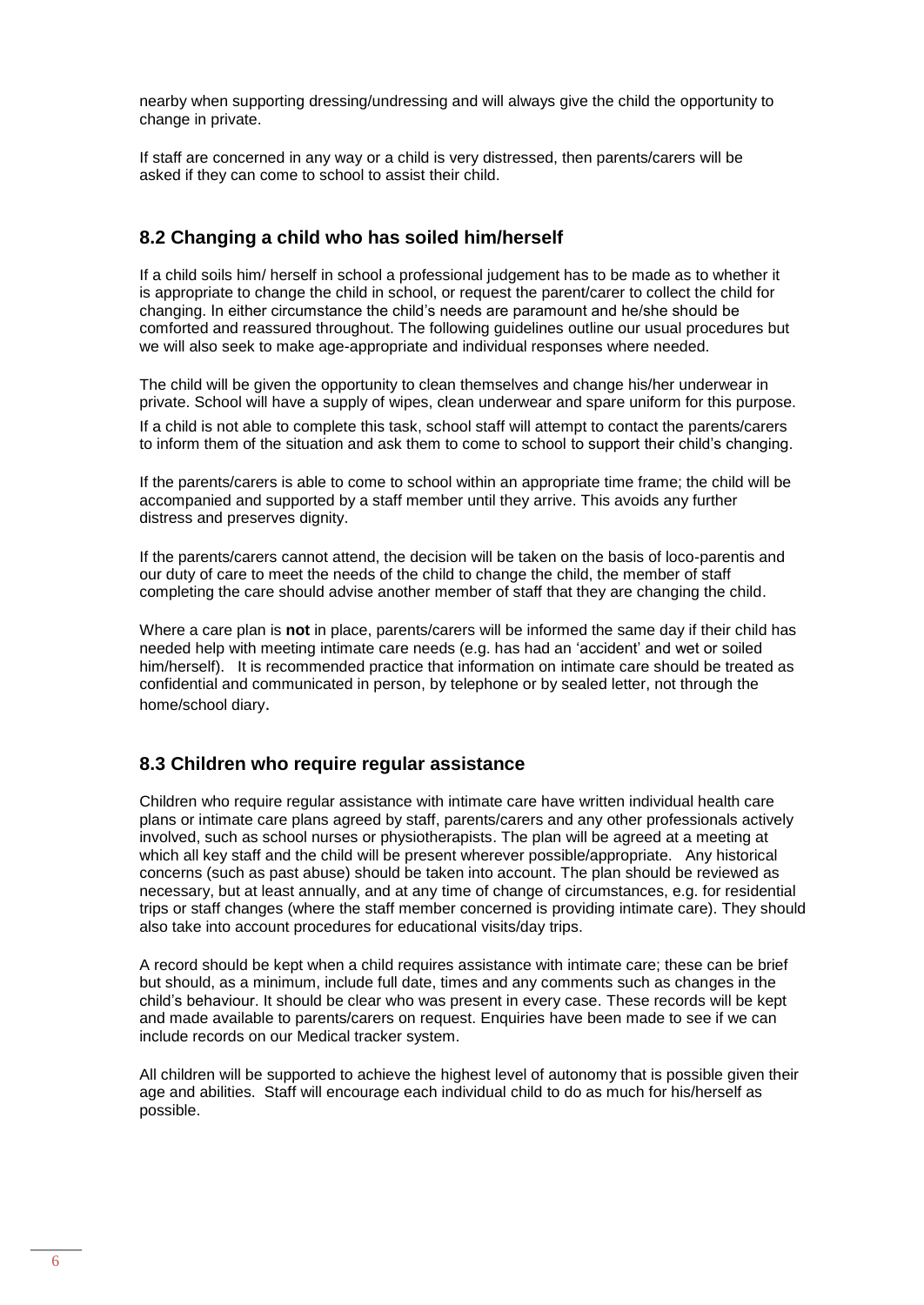nearby when supporting dressing/undressing and will always give the child the opportunity to change in private.

If staff are concerned in any way or a child is very distressed, then parents/carers will be asked if they can come to school to assist their child.

## 8.2 Changing a child who has soiled him/herself

If a child soils him/ herself in school a professional judgement has to be made as to whether it is appropriate to change the child in school, or request the parent/carer to collect the child for changing. In either circumstance the child's needs are paramount and he/she should be comforted and reassured throughout. The following guidelines outline our usual procedures but we will also seek to make age-appropriate and individual responses where needed.

The child will be given the opportunity to clean themselves and change his/her underwear in private. School will have a supply of wipes, clean underwear and spare uniform for this purpose.

If a child is not able to complete this task, school staff will attempt to contact the parents/carers to inform them of the situation and ask them to come to school to support their child's changing.

If the parents/carers is able to come to school within an appropriate time frame; the child will be accompanied and supported by a staff member until they arrive. This avoids any further distress and preserves dignity.

If the parents/carers cannot attend, the decision will be taken on the basis of loco-parentis and our duty of care to meet the needs of the child to change the child, the member of staff completing the care should advise another member of staff that they are changing the child.

Where a care plan is **not** in place, parents/carers will be informed the same day if their child has needed help with meeting intimate care needs (e.g. has had an 'accident' and wet or soiled him/herself). It is recommended practice that information on intimate care should be treated as confidential and communicated in person, by telephone or by sealed letter, not through the home/school diary.

## 8.3 Children who require regular assistance

Children who require regular assistance with intimate care have written individual health care plans or intimate care plans agreed by staff, parents/carers and any other professionals actively involved, such as school nurses or physiotherapists. The plan will be agreed at a meeting at which all key staff and the child will be present wherever possible/appropriate. Any historical concerns (such as past abuse) should be taken into account. The plan should be reviewed as necessary, but at least annually, and at any time of change of circumstances, e.g. for residential trips or staff changes (where the staff member concerned is providing intimate care). They should also take into account procedures for educational visits/day trips.

A record should be kept when a child requires assistance with intimate care; these can be brief but should, as a minimum, include full date, times and any comments such as changes in the child's behaviour. It should be clear who was present in every case. These records will be kept and made available to parents/carers on request. Enquiries have been made to see if we can include records on our Medical tracker system.

All children will be supported to achieve the highest level of autonomy that is possible given their age and abilities. Staff will encourage each individual child to do as much for his/herself as possible.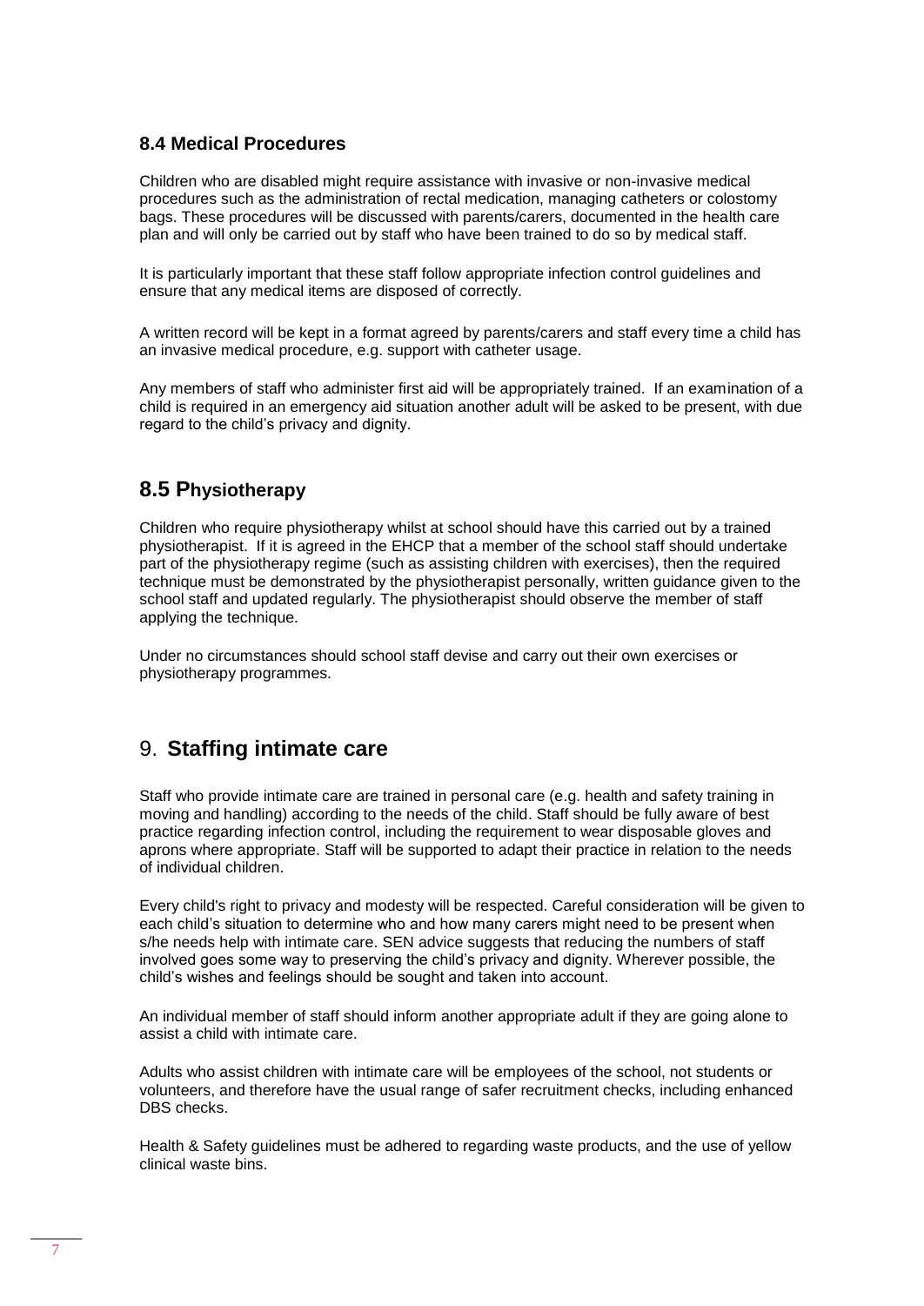### 8.4 Medical Procedures

Children who are disabled might require assistance with invasive or non-invasive medical procedures such as the administration of rectal medication, managing catheters or colostomy bags. These procedures will be discussed with parents/carers, documented in the health care plan and will only be carried out by staff who have been trained to do so by medical staff.

It is particularly important that these staff follow appropriate infection control guidelines and ensure that any medical items are disposed of correctly.

A written record will be kept in a format agreed by parents/carers and staff every time a child has an invasive medical procedure, e.g. support with catheter usage.

Any members of staff who administer first aid will be appropriately trained. If an examination of a child is required in an emergency aid situation another adult will be asked to be present, with due regard to the child's privacy and dignity.

## 8.5 Physiotherapy

Children who require physiotherapy whilst at school should have this carried out by a trained physiotherapist. If it is agreed in the EHCP that a member of the school staff should undertake part of the physiotherapy regime (such as assisting children with exercises), then the required technique must be demonstrated by the physiotherapist personally, written guidance given to the school staff and updated regularly. The physiotherapist should observe the member of staff applying the technique.

Under no circumstances should school staff devise and carry out their own exercises or physiotherapy programmes.

## 9. Staffing intimate care

Staff who provide intimate care are trained in personal care (e.g. health and safety training in moving and handling) according to the needs of the child. Staff should be fully aware of best practice regarding infection control, including the requirement to wear disposable gloves and aprons where appropriate. Staff will be supported to adapt their practice in relation to the needs of individual children.

Every child's right to privacy and modesty will be respected. Careful consideration will be given to each child's situation to determine who and how many carers might need to be present when s/he needs help with intimate care. SEN advice suggests that reducing the numbers of staff involved goes some way to preserving the child's privacy and dignity. Wherever possible, the child's wishes and feelings should be sought and taken into account.

An individual member of staff should inform another appropriate adult if they are going alone to assist a child with intimate care.

Adults who assist children with intimate care will be employees of the school, not students or volunteers, and therefore have the usual range of safer recruitment checks, including enhanced DBS checks.

Health & Safety guidelines must be adhered to regarding waste products, and the use of yellow clinical waste bins.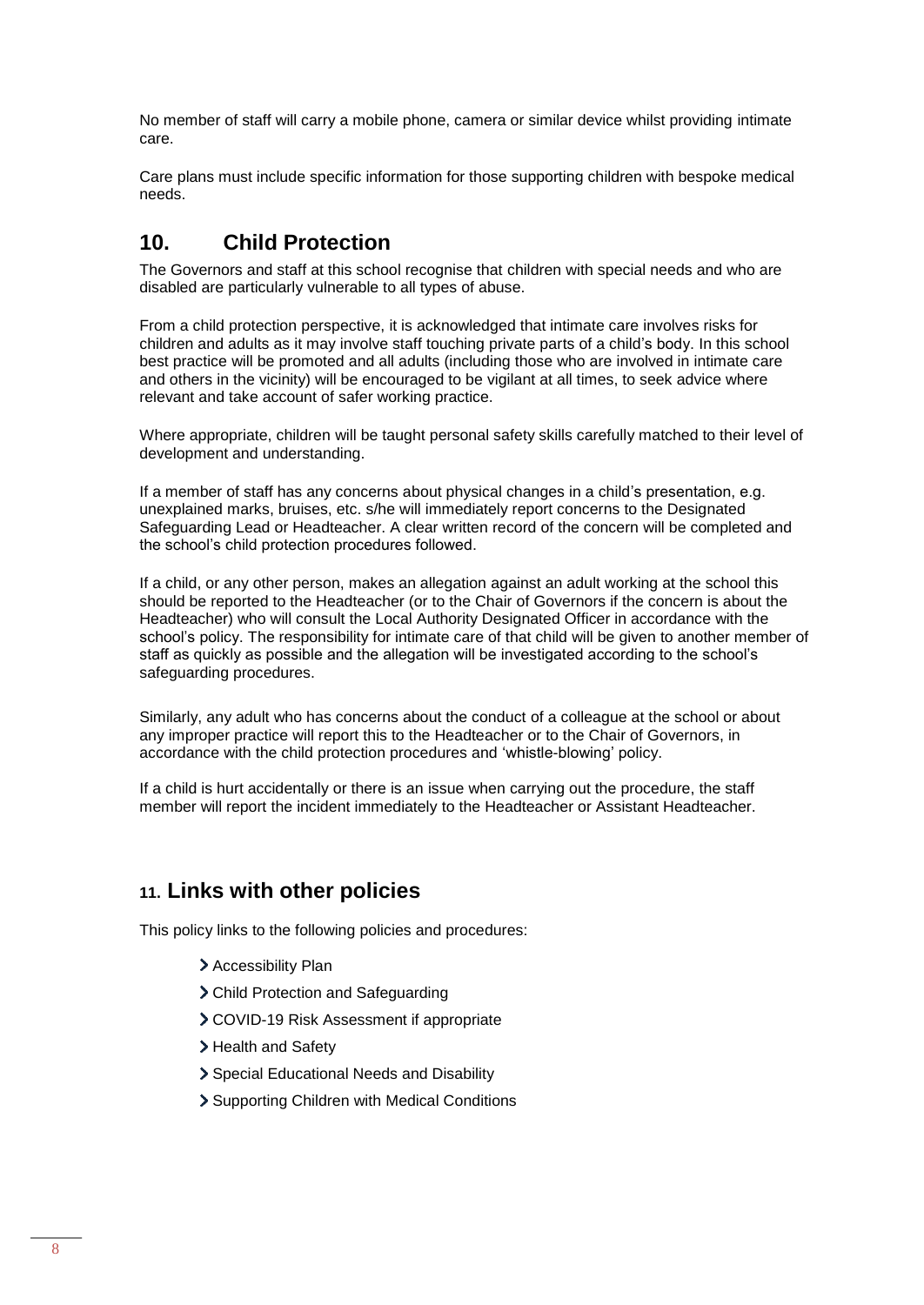No member of staff will carry a mobile phone, camera or similar device whilst providing intimate care.

Care plans must include specific information for those supporting children with bespoke medical needs.

## 10. Child Protection

The Governors and staff at this school recognise that children with special needs and who are disabled are particularly vulnerable to all types of abuse.

From a child protection perspective, it is acknowledged that intimate care involves risks for children and adults as it may involve staff touching private parts of a child's body. In this school best practice will be promoted and all adults (including those who are involved in intimate care and others in the vicinity) will be encouraged to be vigilant at all times, to seek advice where relevant and take account of safer working practice.

Where appropriate, children will be taught personal safety skills carefully matched to their level of development and understanding.

If a member of staff has any concerns about physical changes in a child's presentation, e.g. unexplained marks, bruises, etc. s/he will immediately report concerns to the Designated Safeguarding Lead or Headteacher. A clear written record of the concern will be completed and the school's child protection procedures followed.

If a child, or any other person, makes an allegation against an adult working at the school this should be reported to the Headteacher (or to the Chair of Governors if the concern is about the Headteacher) who will consult the Local Authority Designated Officer in accordance with the school's policy. The responsibility for intimate care of that child will be given to another member of staff as quickly as possible and the allegation will be investigated according to the school's safeguarding procedures.

Similarly, any adult who has concerns about the conduct of a colleague at the school or about any improper practice will report this to the Headteacher or to the Chair of Governors, in accordance with the child protection procedures and 'whistle-blowing' policy.

If a child is hurt accidentally or there is an issue when carrying out the procedure, the staff member will report the incident immediately to the Headteacher or Assistant Headteacher.

## 11. Links with other policies

This policy links to the following policies and procedures:

- Accessibility Plan
- Child Protection and Safeguarding
- COVID-19 Risk Assessment if appropriate
- Health and Safety
- Special Educational Needs and Disability
- Supporting Children with Medical Conditions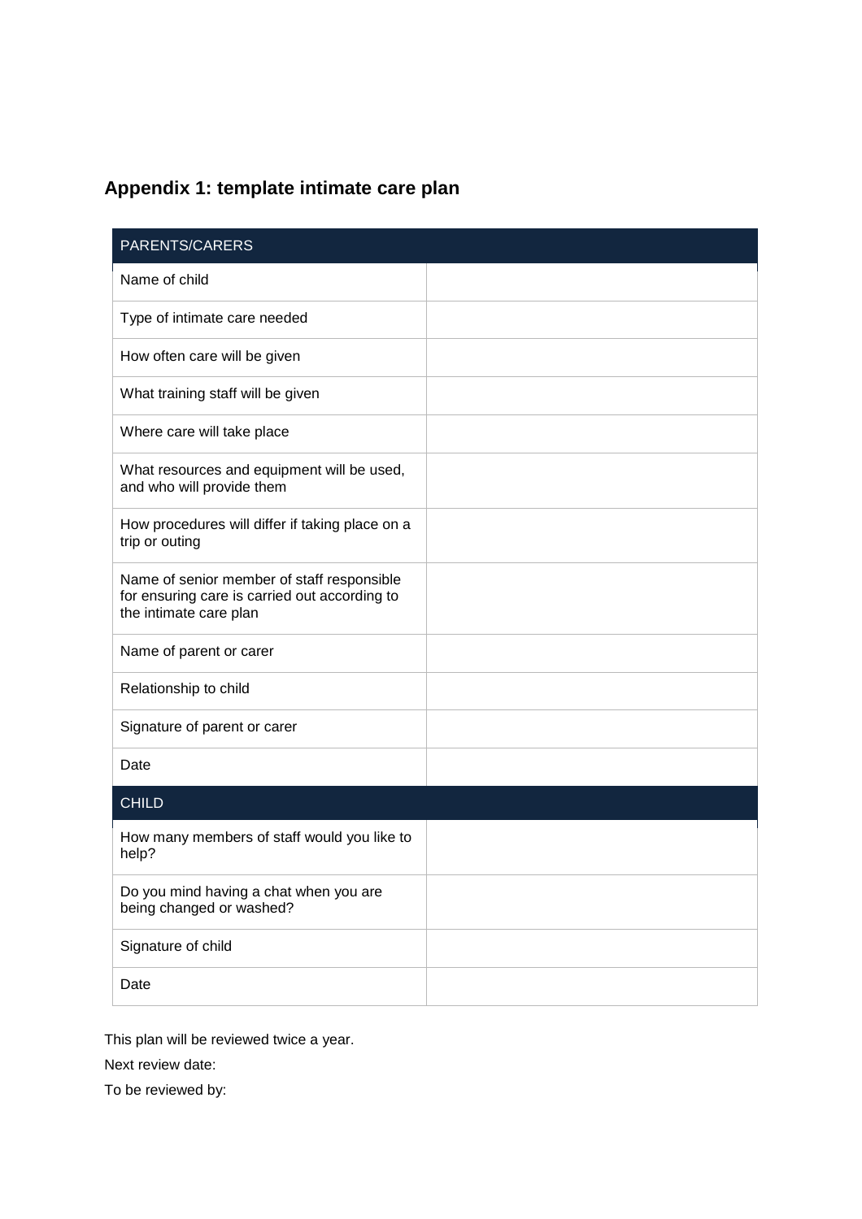## Appendix 1: template intimate care plan

| PARENTS/CARERS | |
|---|---|
| Name of child | |
| Type of intimate care needed | |
| How often care will be given | |
| What training staff will be given | |
| Where care will take place | |
| What resources and equipment will be used, and who will provide them | |
| How procedures will differ if taking place on a trip or outing | |
| Name of senior member of staff responsible for ensuring care is carried out according to the intimate care plan | |
| Name of parent or carer | |
| Relationship to child | |
| Signature of parent or carer | |
| Date | |
| **CHILD** | |
| How many members of staff would you like to help? | |
| Do you mind having a chat when you are being changed or washed? | |
| Signature of child | |
| Date | |

This plan will be reviewed twice a year.

Next review date:

To be reviewed by: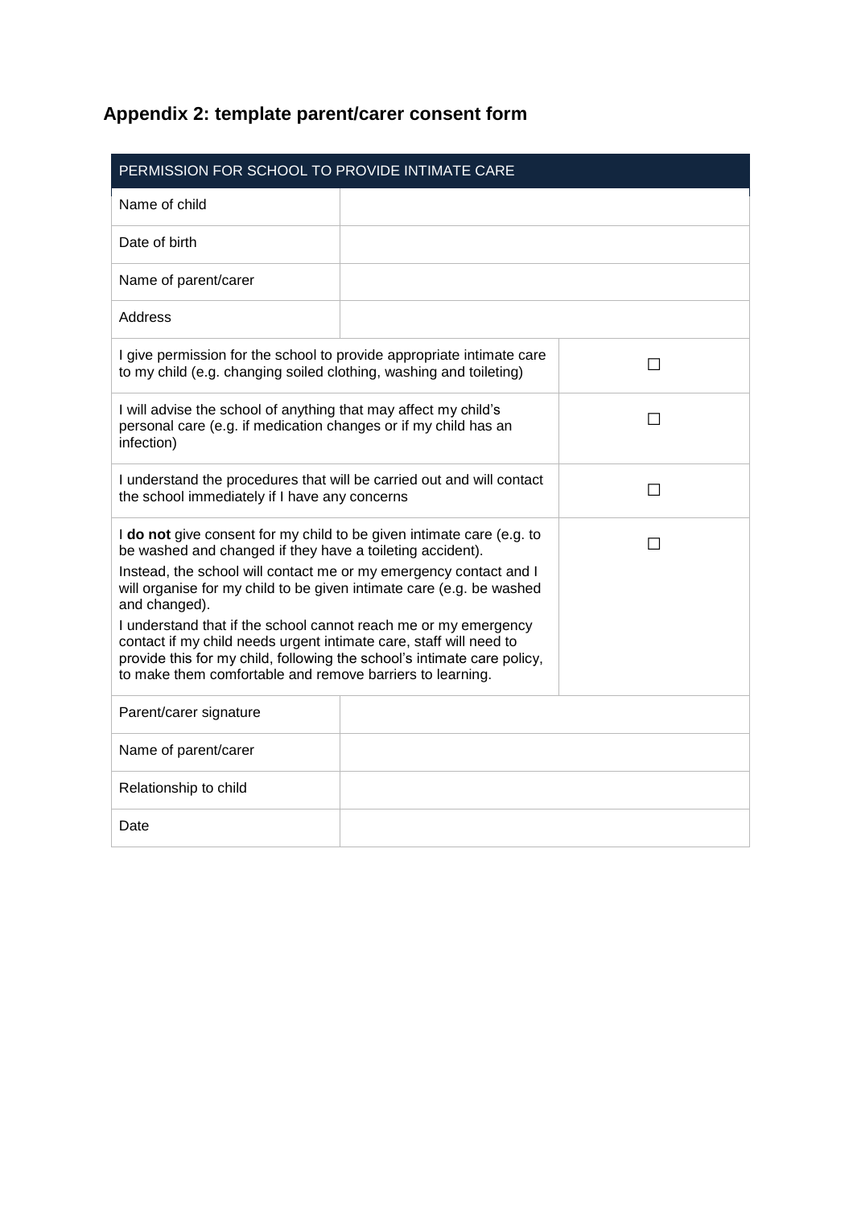## Appendix 2: template parent/carer consent form

| PERMISSION FOR SCHOOL TO PROVIDE INTIMATE CARE | |
|---|---|
| Name of child | |
| Date of birth | |
| Name of parent/carer | |
| Address | |
| I give permission for the school to provide appropriate intimate care to my child (e.g. changing soiled clothing, washing and toileting) | ☐ |
| I will advise the school of anything that may affect my child's personal care (e.g. if medication changes or if my child has an infection) | ☐ |
| I understand the procedures that will be carried out and will contact the school immediately if I have any concerns | ☐ |
| I **do not** give consent for my child to be given intimate care (e.g. to be washed and changed if they have a toileting accident). Instead, the school will contact me or my emergency contact and I will organise for my child to be given intimate care (e.g. be washed and changed). I understand that if the school cannot reach me or my emergency contact if my child needs urgent intimate care, staff will need to provide this for my child, following the school's intimate care policy, to make them comfortable and remove barriers to learning. | ☐ |
| Parent/carer signature | |
| Name of parent/carer | |
| Relationship to child | |
| Date | |